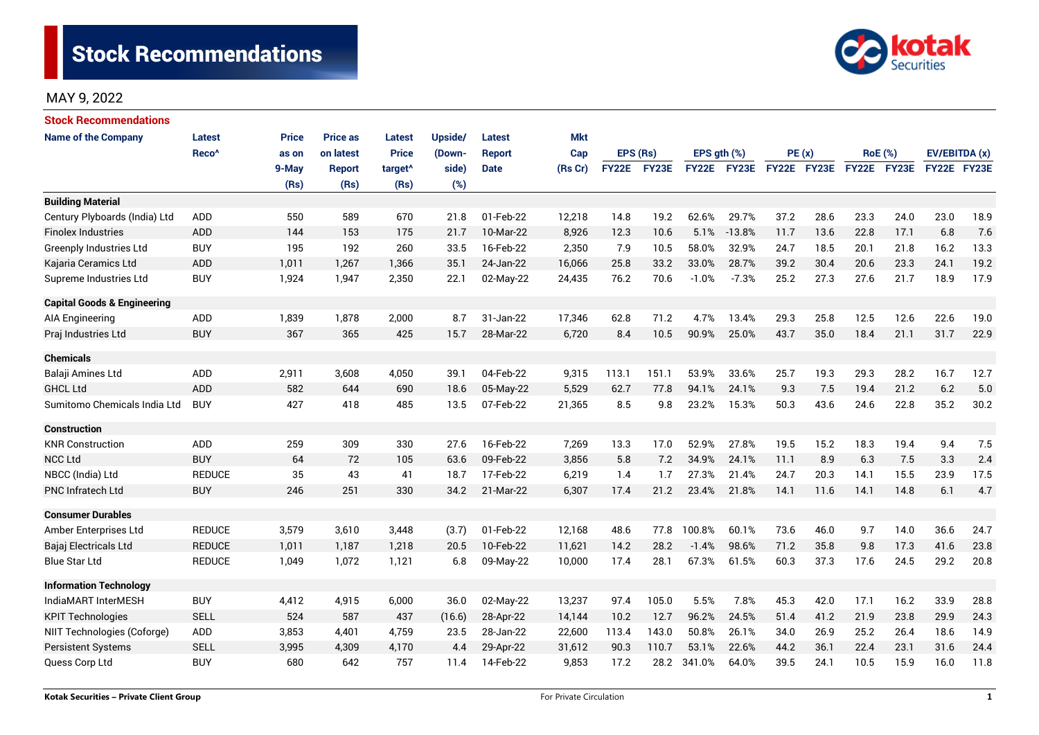# Stock Recommendations

MAY 9, 2022

## Stock Recommendations

| Name of the Company | Latest Reco^ | Price as on 9-May (Rs) | Price as on latest Report (Rs) | Latest Price target^ (Rs) | Upside/ (Down-side) (%) | Latest Report Date | Mkt Cap (Rs Cr) | EPS (Rs) | | EPS gth (%) | | PE (x) | | RoE (%) | | EV/EBITDA (x) | |
|---|---|---|---|---|---|---|---|---|---|---|---|---|---|---|---|---|---|
| | | | | | | | | FY22E | FY23E | FY22E | FY23E | FY22E | FY23E | FY22E | FY23E | FY22E | FY23E |
| **Building Material** | | | | | | | | | | | | | | | | | |
| Century Plyboards (India) Ltd | ADD | 550 | 589 | 670 | 21.8 | 01-Feb-22 | 12,218 | 14.8 | 19.2 | 62.6% | 29.7% | 37.2 | 28.6 | 23.3 | 24.0 | 23.0 | 18.9 |
| Finolex Industries | ADD | 144 | 153 | 175 | 21.7 | 10-Mar-22 | 8,926 | 12.3 | 10.6 | 5.1% | -13.8% | 11.7 | 13.6 | 22.8 | 17.1 | 6.8 | 7.6 |
| Greenply Industries Ltd | BUY | 195 | 192 | 260 | 33.5 | 16-Feb-22 | 2,350 | 7.9 | 10.5 | 58.0% | 32.9% | 24.7 | 18.5 | 20.1 | 21.8 | 16.2 | 13.3 |
| Kajaria Ceramics Ltd | ADD | 1,011 | 1,267 | 1,366 | 35.1 | 24-Jan-22 | 16,066 | 25.8 | 33.2 | 33.0% | 28.7% | 39.2 | 30.4 | 20.6 | 23.3 | 24.1 | 19.2 |
| Supreme Industries Ltd | BUY | 1,924 | 1,947 | 2,350 | 22.1 | 02-May-22 | 24,435 | 76.2 | 70.6 | -1.0% | -7.3% | 25.2 | 27.3 | 27.6 | 21.7 | 18.9 | 17.9 |
| **Capital Goods & Engineering** | | | | | | | | | | | | | | | | | |
| AIA Engineering | ADD | 1,839 | 1,878 | 2,000 | 8.7 | 31-Jan-22 | 17,346 | 62.8 | 71.2 | 4.7% | 13.4% | 29.3 | 25.8 | 12.5 | 12.6 | 22.6 | 19.0 |
| Praj Industries Ltd | BUY | 367 | 365 | 425 | 15.7 | 28-Mar-22 | 6,720 | 8.4 | 10.5 | 90.9% | 25.0% | 43.7 | 35.0 | 18.4 | 21.1 | 31.7 | 22.9 |
| **Chemicals** | | | | | | | | | | | | | | | | | |
| Balaji Amines Ltd | ADD | 2,911 | 3,608 | 4,050 | 39.1 | 04-Feb-22 | 9,315 | 113.1 | 151.1 | 53.9% | 33.6% | 25.7 | 19.3 | 29.3 | 28.2 | 16.7 | 12.7 |
| GHCL Ltd | ADD | 582 | 644 | 690 | 18.6 | 05-May-22 | 5,529 | 62.7 | 77.8 | 94.1% | 24.1% | 9.3 | 7.5 | 19.4 | 21.2 | 6.2 | 5.0 |
| Sumitomo Chemicals India Ltd | BUY | 427 | 418 | 485 | 13.5 | 07-Feb-22 | 21,365 | 8.5 | 9.8 | 23.2% | 15.3% | 50.3 | 43.6 | 24.6 | 22.8 | 35.2 | 30.2 |
| **Construction** | | | | | | | | | | | | | | | | | |
| KNR Construction | ADD | 259 | 309 | 330 | 27.6 | 16-Feb-22 | 7,269 | 13.3 | 17.0 | 52.9% | 27.8% | 19.5 | 15.2 | 18.3 | 19.4 | 9.4 | 7.5 |
| NCC Ltd | BUY | 64 | 72 | 105 | 63.6 | 09-Feb-22 | 3,856 | 5.8 | 7.2 | 34.9% | 24.1% | 11.1 | 8.9 | 6.3 | 7.5 | 3.3 | 2.4 |
| NBCC (India) Ltd | REDUCE | 35 | 43 | 41 | 18.7 | 17-Feb-22 | 6,219 | 1.4 | 1.7 | 27.3% | 21.4% | 24.7 | 20.3 | 14.1 | 15.5 | 23.9 | 17.5 |
| PNC Infratech Ltd | BUY | 246 | 251 | 330 | 34.2 | 21-Mar-22 | 6,307 | 17.4 | 21.2 | 23.4% | 21.8% | 14.1 | 11.6 | 14.1 | 14.8 | 6.1 | 4.7 |
| **Consumer Durables** | | | | | | | | | | | | | | | | | |
| Amber Enterprises Ltd | REDUCE | 3,579 | 3,610 | 3,448 | (3.7) | 01-Feb-22 | 12,168 | 48.6 | 77.8 | 100.8% | 60.1% | 73.6 | 46.0 | 9.7 | 14.0 | 36.6 | 24.7 |
| Bajaj Electricals Ltd | REDUCE | 1,011 | 1,187 | 1,218 | 20.5 | 10-Feb-22 | 11,621 | 14.2 | 28.2 | -1.4% | 98.6% | 71.2 | 35.8 | 9.8 | 17.3 | 41.6 | 23.8 |
| Blue Star Ltd | REDUCE | 1,049 | 1,072 | 1,121 | 6.8 | 09-May-22 | 10,000 | 17.4 | 28.1 | 67.3% | 61.5% | 60.3 | 37.3 | 17.6 | 24.5 | 29.2 | 20.8 |
| **Information Technology** | | | | | | | | | | | | | | | | | |
| IndiaMART InterMESH | BUY | 4,412 | 4,915 | 6,000 | 36.0 | 02-May-22 | 13,237 | 97.4 | 105.0 | 5.5% | 7.8% | 45.3 | 42.0 | 17.1 | 16.2 | 33.9 | 28.8 |
| KPIT Technologies | SELL | 524 | 587 | 437 | (16.6) | 28-Apr-22 | 14,144 | 10.2 | 12.7 | 96.2% | 24.5% | 51.4 | 41.2 | 21.9 | 23.8 | 29.9 | 24.3 |
| NIIT Technologies (Coforge) | ADD | 3,853 | 4,401 | 4,759 | 23.5 | 28-Jan-22 | 22,600 | 113.4 | 143.0 | 50.8% | 26.1% | 34.0 | 26.9 | 25.2 | 26.4 | 18.6 | 14.9 |
| Persistent Systems | SELL | 3,995 | 4,309 | 4,170 | 4.4 | 29-Apr-22 | 31,612 | 90.3 | 110.7 | 53.1% | 22.6% | 44.2 | 36.1 | 22.4 | 23.1 | 31.6 | 24.4 |
| Quess Corp Ltd | BUY | 680 | 642 | 757 | 11.4 | 14-Feb-22 | 9,853 | 17.2 | 28.2 | 341.0% | 64.0% | 39.5 | 24.1 | 10.5 | 15.9 | 16.0 | 11.8 |

Kotak Securities – Private Client Group

For Private Circulation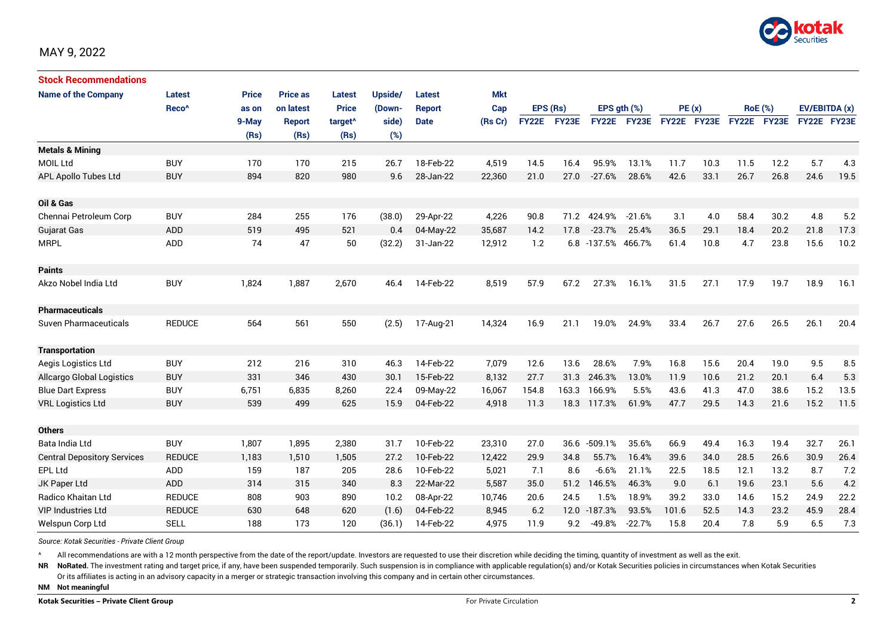MAY 9, 2022

## Stock Recommendations

| Name of the Company | Latest Reco^ | Price as on 9-May (Rs) | Price as on latest Report (Rs) | Latest Price target^ (Rs) | Upside/ (Down-side) (%) | Latest Report Date | Mkt Cap (Rs Cr) | EPS (Rs) | | EPS gth (%) | | PE (x) | | RoE (%) | | EV/EBITDA (x) | |
|---|---|---|---|---|---|---|---|---|---|---|---|---|---|---|---|---|---|
| | | | | | | | | FY22E | FY23E | FY22E | FY23E | FY22E | FY23E | FY22E | FY23E | FY22E | FY23E |
| **Metals & Mining** | | | | | | | | | | | | | | | | | |
| MOIL Ltd | BUY | 170 | 170 | 215 | 26.7 | 18-Feb-22 | 4,519 | 14.5 | 16.4 | 95.9% | 13.1% | 11.7 | 10.3 | 11.5 | 12.2 | 5.7 | 4.3 |
| APL Apollo Tubes Ltd | BUY | 894 | 820 | 980 | 9.6 | 28-Jan-22 | 22,360 | 21.0 | 27.0 | -27.6% | 28.6% | 42.6 | 33.1 | 26.7 | 26.8 | 24.6 | 19.5 |
| **Oil & Gas** | | | | | | | | | | | | | | | | | |
| Chennai Petroleum Corp | BUY | 284 | 255 | 176 | (38.0) | 29-Apr-22 | 4,226 | 90.8 | 71.2 | 424.9% | -21.6% | 3.1 | 4.0 | 58.4 | 30.2 | 4.8 | 5.2 |
| Gujarat Gas | ADD | 519 | 495 | 521 | 0.4 | 04-May-22 | 35,687 | 14.2 | 17.8 | -23.7% | 25.4% | 36.5 | 29.1 | 18.4 | 20.2 | 21.8 | 17.3 |
| MRPL | ADD | 74 | 47 | 50 | (32.2) | 31-Jan-22 | 12,912 | 1.2 | 6.8 | -137.5% | 466.7% | 61.4 | 10.8 | 4.7 | 23.8 | 15.6 | 10.2 |
| **Paints** | | | | | | | | | | | | | | | | | |
| Akzo Nobel India Ltd | BUY | 1,824 | 1,887 | 2,670 | 46.4 | 14-Feb-22 | 8,519 | 57.9 | 67.2 | 27.3% | 16.1% | 31.5 | 27.1 | 17.9 | 19.7 | 18.9 | 16.1 |
| **Pharmaceuticals** | | | | | | | | | | | | | | | | | |
| Suven Pharmaceuticals | REDUCE | 564 | 561 | 550 | (2.5) | 17-Aug-21 | 14,324 | 16.9 | 21.1 | 19.0% | 24.9% | 33.4 | 26.7 | 27.6 | 26.5 | 26.1 | 20.4 |
| **Transportation** | | | | | | | | | | | | | | | | | |
| Aegis Logistics Ltd | BUY | 212 | 216 | 310 | 46.3 | 14-Feb-22 | 7,079 | 12.6 | 13.6 | 28.6% | 7.9% | 16.8 | 15.6 | 20.4 | 19.0 | 9.5 | 8.5 |
| Allcargo Global Logistics | BUY | 331 | 346 | 430 | 30.1 | 15-Feb-22 | 8,132 | 27.7 | 31.3 | 246.3% | 13.0% | 11.9 | 10.6 | 21.2 | 20.1 | 6.4 | 5.3 |
| Blue Dart Express | BUY | 6,751 | 6,835 | 8,260 | 22.4 | 09-May-22 | 16,067 | 154.8 | 163.3 | 166.9% | 5.5% | 43.6 | 41.3 | 47.0 | 38.6 | 15.2 | 13.5 |
| VRL Logistics Ltd | BUY | 539 | 499 | 625 | 15.9 | 04-Feb-22 | 4,918 | 11.3 | 18.3 | 117.3% | 61.9% | 47.7 | 29.5 | 14.3 | 21.6 | 15.2 | 11.5 |
| **Others** | | | | | | | | | | | | | | | | | |
| Bata India Ltd | BUY | 1,807 | 1,895 | 2,380 | 31.7 | 10-Feb-22 | 23,310 | 27.0 | 36.6 | -509.1% | 35.6% | 66.9 | 49.4 | 16.3 | 19.4 | 32.7 | 26.1 |
| Central Depository Services | REDUCE | 1,183 | 1,510 | 1,505 | 27.2 | 10-Feb-22 | 12,422 | 29.9 | 34.8 | 55.7% | 16.4% | 39.6 | 34.0 | 28.5 | 26.6 | 30.9 | 26.4 |
| EPL Ltd | ADD | 159 | 187 | 205 | 28.6 | 10-Feb-22 | 5,021 | 7.1 | 8.6 | -6.6% | 21.1% | 22.5 | 18.5 | 12.1 | 13.2 | 8.7 | 7.2 |
| JK Paper Ltd | ADD | 314 | 315 | 340 | 8.3 | 22-Mar-22 | 5,587 | 35.0 | 51.2 | 146.5% | 46.3% | 9.0 | 6.1 | 19.6 | 23.1 | 5.6 | 4.2 |
| Radico Khaitan Ltd | REDUCE | 808 | 903 | 890 | 10.2 | 08-Apr-22 | 10,746 | 20.6 | 24.5 | 1.5% | 18.9% | 39.2 | 33.0 | 14.6 | 15.2 | 24.9 | 22.2 |
| VIP Industries Ltd | REDUCE | 630 | 648 | 620 | (1.6) | 04-Feb-22 | 8,945 | 6.2 | 12.0 | -187.3% | 93.5% | 101.6 | 52.5 | 14.3 | 23.2 | 45.9 | 28.4 |
| Welspun Corp Ltd | SELL | 188 | 173 | 120 | (36.1) | 14-Feb-22 | 4,975 | 11.9 | 9.2 | -49.8% | -22.7% | 15.8 | 20.4 | 7.8 | 5.9 | 6.5 | 7.3 |

*Source: Kotak Securities - Private Client Group*

^ All recommendations are with a 12 month perspective from the date of the report/update. Investors are requested to use their discretion while deciding the timing, quantity of investment as well as the exit.

**NR** **NoRated.** The investment rating and target price, if any, have been suspended temporarily. Such suspension is in compliance with applicable regulation(s) and/or Kotak Securities policies in circumstances when Kotak Securities Or its affiliates is acting in an advisory capacity in a merger or strategic transaction involving this company and in certain other circumstances.

**NM** **Not meaningful**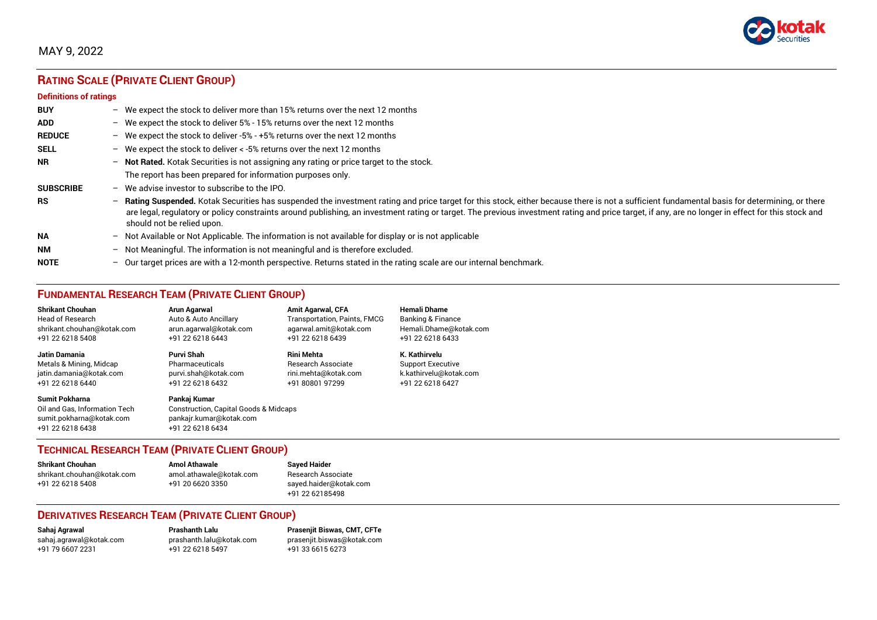MAY 9, 2022

## RATING SCALE (PRIVATE CLIENT GROUP)

### Definitions of ratings

| | |
|---|---|
| **BUY** | – We expect the stock to deliver more than 15% returns over the next 12 months |
| **ADD** | – We expect the stock to deliver 5% - 15% returns over the next 12 months |
| **REDUCE** | – We expect the stock to deliver -5% - +5% returns over the next 12 months |
| **SELL** | – We expect the stock to deliver < -5% returns over the next 12 months |
| **NR** | – **Not Rated.** Kotak Securities is not assigning any rating or price target to the stock. The report has been prepared for information purposes only. |
| **SUBSCRIBE** | – We advise investor to subscribe to the IPO. |
| **RS** | – **Rating Suspended.** Kotak Securities has suspended the investment rating and price target for this stock, either because there is not a sufficient fundamental basis for determining, or there are legal, regulatory or policy constraints around publishing, an investment rating or target. The previous investment rating and price target, if any, are no longer in effect for this stock and should not be relied upon. |
| **NA** | – Not Available or Not Applicable. The information is not available for display or is not applicable |
| **NM** | – Not Meaningful. The information is not meaningful and is therefore excluded. |
| **NOTE** | – Our target prices are with a 12-month perspective. Returns stated in the rating scale are our internal benchmark. |

## FUNDAMENTAL RESEARCH TEAM (PRIVATE CLIENT GROUP)

**Shrikant Chouhan**
Head of Research
shrikant.chouhan@kotak.com
+91 22 6218 5408

**Arun Agarwal**
Auto & Auto Ancillary
arun.agarwal@kotak.com
+91 22 6218 6443

**Amit Agarwal, CFA**
Transportation, Paints, FMCG
agarwal.amit@kotak.com
+91 22 6218 6439

**Hemali Dhame**
Banking & Finance
Hemali.Dhame@kotak.com
+91 22 6218 6433

**Jatin Damania**
Metals & Mining, Midcap
jatin.damania@kotak.com
+91 22 6218 6440

**Purvi Shah**
Pharmaceuticals
purvi.shah@kotak.com
+91 22 6218 6432

**Rini Mehta**
Research Associate
rini.mehta@kotak.com
+91 80801 97299

**K. Kathirvelu**
Support Executive
k.kathirvelu@kotak.com
+91 22 6218 6427

**Sumit Pokharna**
Oil and Gas, Information Tech
sumit.pokharna@kotak.com
+91 22 6218 6438

**Pankaj Kumar**
Construction, Capital Goods & Midcaps
pankajr.kumar@kotak.com
+91 22 6218 6434

## TECHNICAL RESEARCH TEAM (PRIVATE CLIENT GROUP)

**Shrikant Chouhan**
shrikant.chouhan@kotak.com
+91 22 6218 5408

**Amol Athawale**
amol.athawale@kotak.com
+91 20 6620 3350

**Sayed Haider**
Research Associate
sayed.haider@kotak.com
+91 22 62185498

## DERIVATIVES RESEARCH TEAM (PRIVATE CLIENT GROUP)

**Sahaj Agrawal**
sahaj.agrawal@kotak.com
+91 79 6607 2231

**Prashanth Lalu**
prashanth.lalu@kotak.com
+91 22 6218 5497

**Prasenjit Biswas, CMT, CFTe**
prasenjit.biswas@kotak.com
+91 33 6615 6273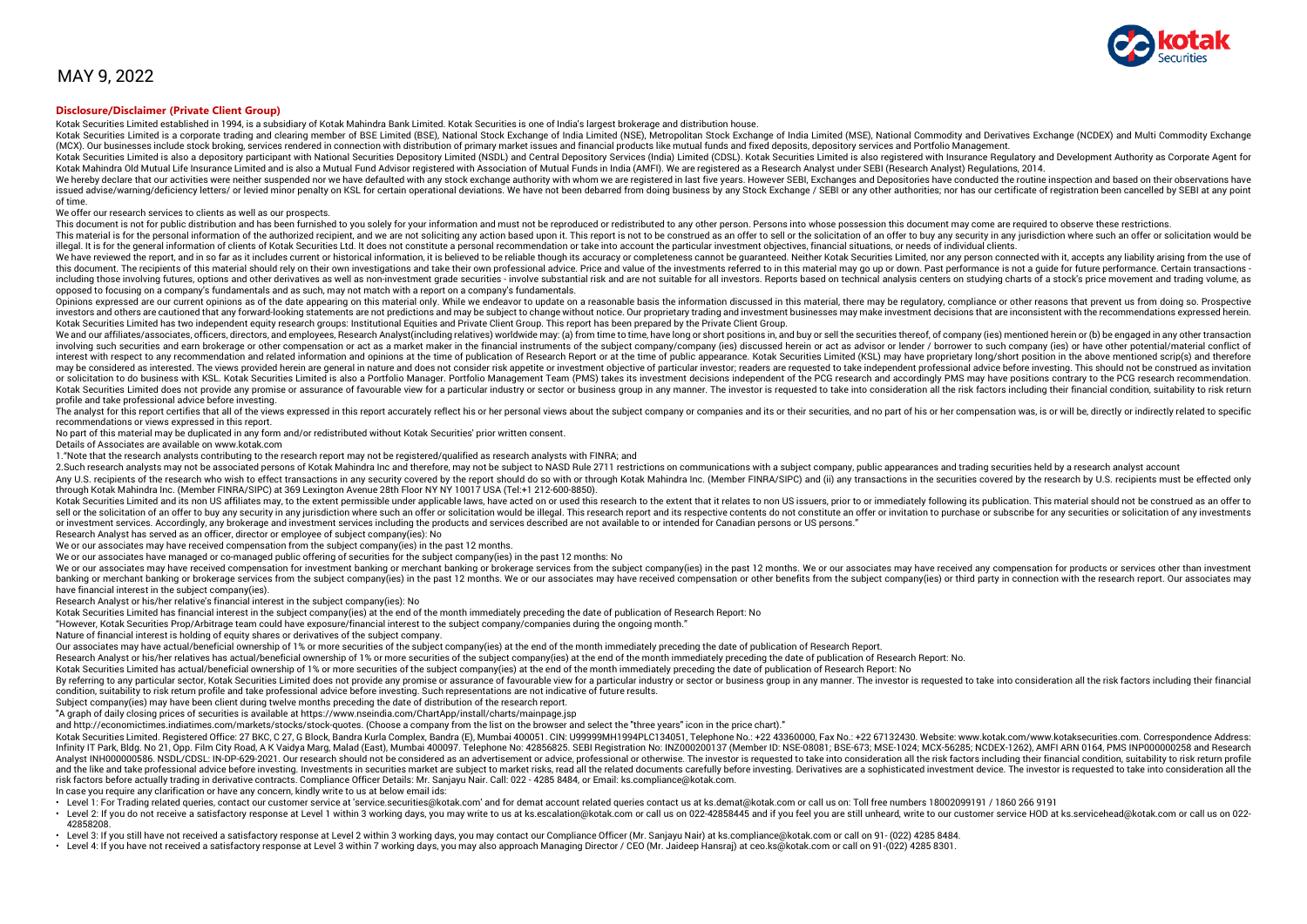MAY 9, 2022

### Disclosure/Disclaimer (Private Client Group)

Kotak Securities Limited established in 1994, is a subsidiary of Kotak Mahindra Bank Limited. Kotak Securities is one of India's largest brokerage and distribution house.

Kotak Securities Limited is a corporate trading and clearing member of BSE Limited (BSE), National Stock Exchange of India Limited (NSE), Metropolitan Stock Exchange of India Limited (MSE), National Commodity and Derivatives Exchange (NCDEX) and Multi Commodity Exchange (MCX). Our businesses include stock broking, services rendered in connection with distribution of primary market issues and financial products like mutual funds and fixed deposits, depository services and Portfolio Management.

Kotak Securities Limited is also a depository participant with National Securities Depository Limited (NSDL) and Central Depository Services (India) Limited (CDSL). Kotak Securities Limited is also registered with Insurance Regulatory and Development Authority as Corporate Agent for Kotak Mahindra Old Mutual Life Insurance Limited and is also a Mutual Fund Advisor registered with Association of Mutual Funds in India (AMFI). We are registered as a Research Analyst under SEBI (Research Analyst) Regulations, 2014.

We hereby declare that our activities were neither suspended nor we have defaulted with any stock exchange authority with whom we are registered in last five years. However SEBI, Exchanges and Depositories have conducted the routine inspection and based on their observations have issued advise/warning/deficiency letters/ or levied minor penalty on KSL for certain operational deviations. We have not been debarred from doing business by any Stock Exchange / SEBI or any other authorities; nor has our certificate of registration been cancelled by SEBI at any point of time.

We offer our research services to clients as well as our prospects.

This document is not for public distribution and has been furnished to you solely for your information and must not be reproduced or redistributed to any other person. Persons into whose possession this document may come are required to observe these restrictions.

This material is for the personal information of the authorized recipient, and we are not soliciting any action based upon it. This report is not to be construed as an offer to sell or the solicitation of an offer to buy any security in any jurisdiction where such an offer or solicitation would be illegal. It is for the general information of clients of Kotak Securities Ltd. It does not constitute a personal recommendation or take into account the particular investment objectives, financial situations, or needs of individual clients.

We have reviewed the report, and in so far as it includes current or historical information, it is believed to be reliable though its accuracy or completeness cannot be guaranteed. Neither Kotak Securities Limited, nor any person connected with it, accepts any liability arising from the use of this document. The recipients of this material should rely on their own investigations and take their own professional advice. Price and value of the investments referred to in this material may go up or down. Past performance is not a guide for future performance. Certain transactions - including those involving futures, options and other derivatives as well as non-investment grade securities - involve substantial risk and are not suitable for all investors. Reports based on technical analysis centers on studying charts of a stock's price movement and trading volume, as opposed to focusing on a company's fundamentals and as such, may not match with a report on a company's fundamentals.

Opinions expressed are our current opinions as of the date appearing on this material only. While we endeavor to update on a reasonable basis the information discussed in this material, there may be regulatory, compliance or other reasons that prevent us from doing so. Prospective investors and others are cautioned that any forward-looking statements are not predictions and may be subject to change without notice. Our proprietary trading and investment businesses may make investment decisions that are inconsistent with the recommendations expressed herein. Kotak Securities Limited has two independent equity research groups: Institutional Equities and Private Client Group. This report has been prepared by the Private Client Group.

We and our affiliates/associates, officers, directors, and employees, Research Analyst(including relatives) worldwide may: (a) from time to time, have long or short positions in, and buy or sell the securities thereof, of company (ies) mentioned herein or (b) be engaged in any other transaction involving such securities and earn brokerage or other compensation or act as a market maker in the financial instruments of the subject company/company (ies) discussed herein or act as advisor or lender / borrower to such company (ies) or have other potential/material conflict of interest with respect to any recommendation and related information and opinions at the time of publication of Research Report or at the time of public appearance. Kotak Securities Limited (KSL) may have proprietary long/short position in the above mentioned scrip(s) and therefore may be considered as interested. The views provided herein are general in nature and does not consider risk appetite or investment objective of particular investor; readers are requested to take independent professional advice before investing. This should not be construed as invitation or solicitation to do business with KSL. Kotak Securities Limited is also a Portfolio Manager. Portfolio Management Team (PMS) takes its investment decisions independent of the PCG research and accordingly PMS may have positions contrary to the PCG research recommendation. Kotak Securities Limited does not provide any promise or assurance of favourable view for a particular industry or sector or business group in any manner. The investor is requested to take into consideration all the risk factors including their financial condition, suitability to risk return profile and take professional advice before investing.

The analyst for this report certifies that all of the views expressed in this report accurately reflect his or her personal views about the subject company or companies and its or their securities, and no part of his or her compensation was, is or will be, directly or indirectly related to specific recommendations or views expressed in this report.

No part of this material may be duplicated in any form and/or redistributed without Kotak Securities' prior written consent.

Details of Associates are available on www.kotak.com

1."Note that the research analysts contributing to the research report may not be registered/qualified as research analysts with FINRA; and

2.Such research analysts may not be associated persons of Kotak Mahindra Inc and therefore, may not be subject to NASD Rule 2711 restrictions on communications with a subject company, public appearances and trading securities held by a research analyst account

Any U.S. recipients of the research who wish to effect transactions in any security covered by the report should do so with or through Kotak Mahindra Inc. (Member FINRA/SIPC) and (ii) any transactions in the securities covered by the research by U.S. recipients must be effected only through Kotak Mahindra Inc. (Member FINRA/SIPC) at 369 Lexington Avenue 28th Floor NY NY 10017 USA (Tel:+1 212-600-8850).

Kotak Securities Limited and its non US affiliates may, to the extent permissible under applicable laws, have acted on or used this research to the extent that it relates to non US issuers, prior to or immediately following its publication. This material should not be construed as an offer to sell or the solicitation of an offer to buy any security in any jurisdiction where such an offer or solicitation would be illegal. This research report and its respective contents do not constitute an offer or invitation to purchase or subscribe for any securities or solicitation of any investments or investment services. Accordingly, any brokerage and investment services including the products and services described are not available to or intended for Canadian persons or US persons."

Research Analyst has served as an officer, director or employee of subject company(ies): No

We or our associates may have received compensation from the subject company(ies) in the past 12 months.

We or our associates have managed or co-managed public offering of securities for the subject company(ies) in the past 12 months: No

We or our associates may have received compensation for investment banking or merchant banking or brokerage services from the subject company(ies) in the past 12 months. We or our associates may have received any compensation for products or services other than investment banking or merchant banking or brokerage services from the subject company(ies) in the past 12 months. We or our associates may have received compensation or other benefits from the subject company(ies) or third party in connection with the research report. Our associates may have financial interest in the subject company(ies).

Research Analyst or his/her relative's financial interest in the subject company(ies): No

Kotak Securities Limited has financial interest in the subject company(ies) at the end of the month immediately preceding the date of publication of Research Report: No

"However, Kotak Securities Prop/Arbitrage team could have exposure/financial interest to the subject company/companies during the ongoing month."

Nature of financial interest is holding of equity shares or derivatives of the subject company.

Our associates may have actual/beneficial ownership of 1% or more securities of the subject company(ies) at the end of the month immediately preceding the date of publication of Research Report.

Research Analyst or his/her relatives has actual/beneficial ownership of 1% or more securities of the subject company(ies) at the end of the month immediately preceding the date of publication of Research Report: No.

Kotak Securities Limited has actual/beneficial ownership of 1% or more securities of the subject company(ies) at the end of the month immediately preceding the date of publication of Research Report: No

By referring to any particular sector, Kotak Securities Limited does not provide any promise or assurance of favourable view for a particular industry or sector or business group in any manner. The investor is requested to take into consideration all the risk factors including their financial condition, suitability to risk return profile and take professional advice before investing. Such representations are not indicative of future results.

Subject company(ies) may have been client during twelve months preceding the date of distribution of the research report.

"A graph of daily closing prices of securities is available at https://www.nseindia.com/ChartApp/install/charts/mainpage.jsp

and http://economictimes.indiatimes.com/markets/stocks/stock-quotes. (Choose a company from the list on the browser and select the "three years" icon in the price chart)."

Kotak Securities Limited. Registered Office: 27 BKC, C 27, G Block, Bandra Kurla Complex, Bandra (E), Mumbai 400051. CIN: U99999MH1994PLC134051, Telephone No.: +22 43360000, Fax No.: +22 67132430. Website: www.kotak.com/www.kotaksecurities.com. Correspondence Address: Infinity IT Park, Bldg. No 21, Opp. Film City Road, A K Vaidya Marg, Malad (East), Mumbai 400097. Telephone No: 42856825. SEBI Registration No: INZ000200137 (Member ID: NSE-08081; BSE-673; MSE-1024; MCX-56285; NCDEX-1262), AMFI ARN 0164, PMS INP000000258 and Research Analyst INH000000586. NSDL/CDSL: IN-DP-629-2021. Our research should not be considered as an advertisement or advice, professional or otherwise. The investor is requested to take into consideration all the risk factors including their financial condition, suitability to risk return profile and the like and take professional advice before investing. Investments in securities market are subject to market risks, read all the related documents carefully before investing. Derivatives are a sophisticated investment device. The investor is requested to take into consideration all the risk factors before actually trading in derivative contracts. Compliance Officer Details: Mr. Sanjayu Nair. Call: 022 - 4285 8484, or Email: ks.compliance@kotak.com.

In case you require any clarification or have any concern, kindly write to us at below email ids:

- Level 1: For Trading related queries, contact our customer service at 'service.securities@kotak.com' and for demat account related queries contact us at ks.demat@kotak.com or call us on: Toll free numbers 18002099191 / 1860 266 9191
- Level 2: If you do not receive a satisfactory response at Level 1 within 3 working days, you may write to us at ks.escalation@kotak.com or call us on 022-42858445 and if you feel you are still unheard, write to our customer service HOD at ks.servicehead@kotak.com or call us on 022-42858208.
- Level 3: If you still have not received a satisfactory response at Level 2 within 3 working days, you may contact our Compliance Officer (Mr. Sanjayu Nair) at ks.compliance@kotak.com or call on 91- (022) 4285 8484.
- Level 4: If you have not received a satisfactory response at Level 3 within 7 working days, you may also approach Managing Director / CEO (Mr. Jaideep Hansraj) at ceo.ks@kotak.com or call on 91-(022) 4285 8301.